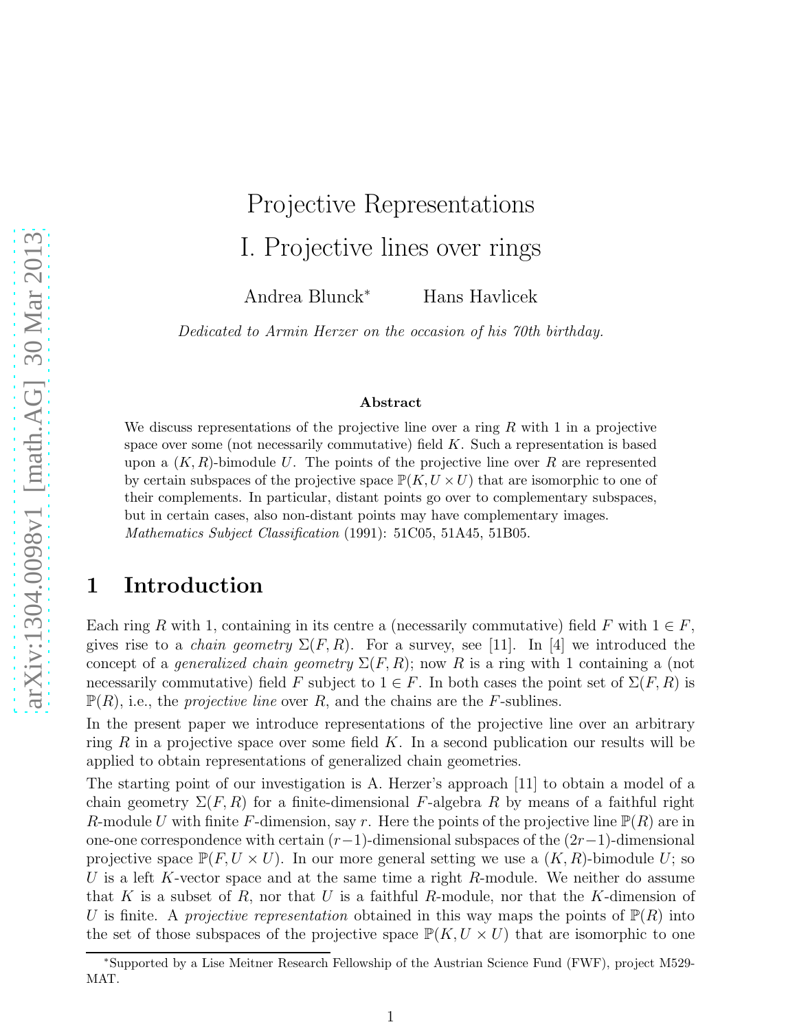# Projective Representations

# I. Projective lines over rings

Andrea Blunck[*] Hans Havlicek

*Dedicated to Armin Herzer on the occasion of his 70th birthday.*

### Abstract

We discuss representations of the projective line over a ring $R$ with 1 in a projective space over some (not necessarily commutative) field $K$. Such a representation is based upon a $(K, R)$-bimodule $U$. The points of the projective line over $R$ are represented by certain subspaces of the projective space $\mathbb{P}(K, U \times U)$ that are isomorphic to one of their complements. In particular, distant points go over to complementary subspaces, but in certain cases, also non-distant points may have complementary images.

*Mathematics Subject Classification* (1991): 51C05, 51A45, 51B05.

## 1 Introduction

Each ring $R$ with 1, containing in its centre a (necessarily commutative) field $F$ with $1 \in F$, gives rise to a *chain geometry* $\Sigma(F, R)$. For a survey, see [11]. In [4] we introduced the concept of a *generalized chain geometry* $\Sigma(F, R)$; now $R$ is a ring with 1 containing a (not necessarily commutative) field $F$ subject to $1 \in F$. In both cases the point set of $\Sigma(F, R)$ is $\mathbb{P}(R)$, i.e., the *projective line* over $R$, and the chains are the $F$-sublines.

In the present paper we introduce representations of the projective line over an arbitrary ring $R$ in a projective space over some field $K$. In a second publication our results will be applied to obtain representations of generalized chain geometries.

The starting point of our investigation is A. Herzer's approach [11] to obtain a model of a chain geometry $\Sigma(F, R)$ for a finite-dimensional $F$-algebra $R$ by means of a faithful right $R$-module $U$ with finite $F$-dimension, say $r$. Here the points of the projective line $\mathbb{P}(R)$ are in one-one correspondence with certain $(r-1)$-dimensional subspaces of the $(2r-1)$-dimensional projective space $\mathbb{P}(F, U \times U)$. In our more general setting we use a $(K, R)$-bimodule $U$; so $U$ is a left $K$-vector space and at the same time a right $R$-module. We neither do assume that $K$ is a subset of $R$, nor that $U$ is a faithful $R$-module, nor that the $K$-dimension of $U$ is finite. A *projective representation* obtained in this way maps the points of $\mathbb{P}(R)$ into the set of those subspaces of the projective space $\mathbb{P}(K, U \times U)$ that are isomorphic to one

[*] Supported by a Lise Meitner Research Fellowship of the Austrian Science Fund (FWF), project M529-MAT.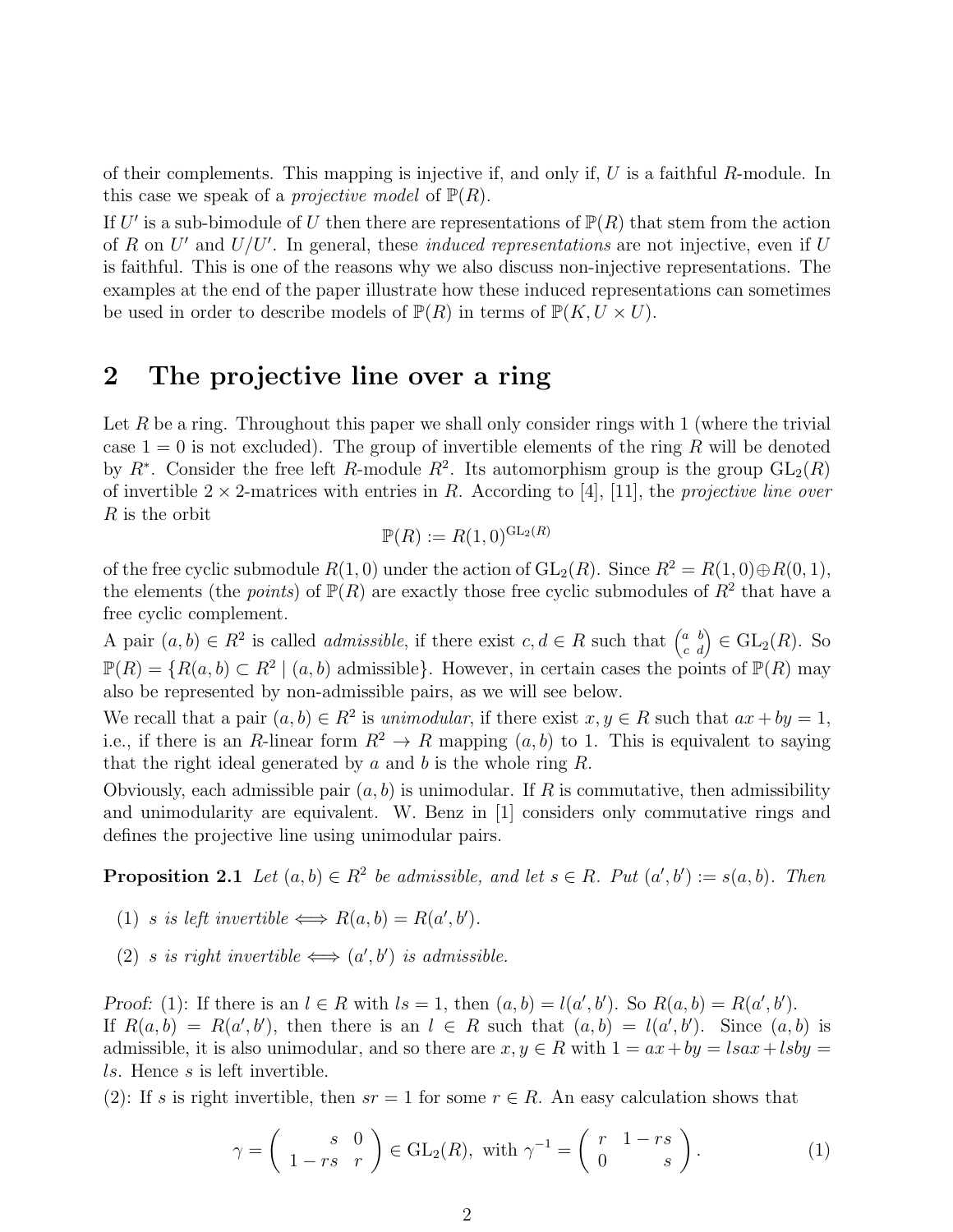of their complements. This mapping is injective if, and only if, $U$ is a faithful $R$-module. In this case we speak of a *projective model* of $\mathbb{P}(R)$.

If $U'$ is a sub-bimodule of $U$ then there are representations of $\mathbb{P}(R)$ that stem from the action of $R$ on $U'$ and $U/U'$. In general, these *induced representations* are not injective, even if $U$ is faithful. This is one of the reasons why we also discuss non-injective representations. The examples at the end of the paper illustrate how these induced representations can sometimes be used in order to describe models of $\mathbb{P}(R)$ in terms of $\mathbb{P}(K, U \times U)$.

## 2 The projective line over a ring

Let $R$ be a ring. Throughout this paper we shall only consider rings with 1 (where the trivial case $1 = 0$ is not excluded). The group of invertible elements of the ring $R$ will be denoted by $R^*$. Consider the free left $R$-module $R^2$. Its automorphism group is the group $\mathrm{GL}_2(R)$ of invertible $2 \times 2$-matrices with entries in $R$. According to [4], [11], the *projective line over* $R$ is the orbit

$$\mathbb{P}(R) := R(1,0)^{\mathrm{GL}_2(R)}$$

of the free cyclic submodule $R(1,0)$ under the action of $\mathrm{GL}_2(R)$. Since $R^2 = R(1,0) \oplus R(0,1)$, the elements (the *points*) of $\mathbb{P}(R)$ are exactly those free cyclic submodules of $R^2$ that have a free cyclic complement.

A pair $(a,b) \in R^2$ is called *admissible*, if there exist $c, d \in R$ such that $\left(\begin{smallmatrix} a & b \\ c & d \end{smallmatrix}\right) \in \mathrm{GL}_2(R)$. So $\mathbb{P}(R) = \{R(a,b) \subset R^2 \mid (a,b) \text{ admissible}\}$. However, in certain cases the points of $\mathbb{P}(R)$ may also be represented by non-admissible pairs, as we will see below.

We recall that a pair $(a,b) \in R^2$ is *unimodular*, if there exist $x, y \in R$ such that $ax + by = 1$, i.e., if there is an $R$-linear form $R^2 \to R$ mapping $(a,b)$ to 1. This is equivalent to saying that the right ideal generated by $a$ and $b$ is the whole ring $R$.

Obviously, each admissible pair $(a,b)$ is unimodular. If $R$ is commutative, then admissibility and unimodularity are equivalent. W. Benz in [1] considers only commutative rings and defines the projective line using unimodular pairs.

**Proposition 2.1** *Let $(a,b) \in R^2$ be admissible, and let $s \in R$. Put $(a',b') := s(a,b)$. Then*

(1) *$s$ is left invertible $\iff R(a,b) = R(a',b')$.*

(2) *$s$ is right invertible $\iff (a',b')$ is admissible.*

*Proof:* (1): If there is an $l \in R$ with $ls = 1$, then $(a,b) = l(a',b')$. So $R(a,b) = R(a',b')$.
If $R(a,b) = R(a',b')$, then there is an $l \in R$ such that $(a,b) = l(a',b')$. Since $(a,b)$ is admissible, it is also unimodular, and so there are $x, y \in R$ with $1 = ax + by = lsax + lsby = ls$. Hence $s$ is left invertible.

(2): If $s$ is right invertible, then $sr = 1$ for some $r \in R$. An easy calculation shows that

$$\gamma = \begin{pmatrix} s & 0 \\ 1 - rs & r \end{pmatrix} \in \mathrm{GL}_2(R), \text{ with } \gamma^{-1} = \begin{pmatrix} r & 1 - rs \\ 0 & s \end{pmatrix}. \tag{1}$$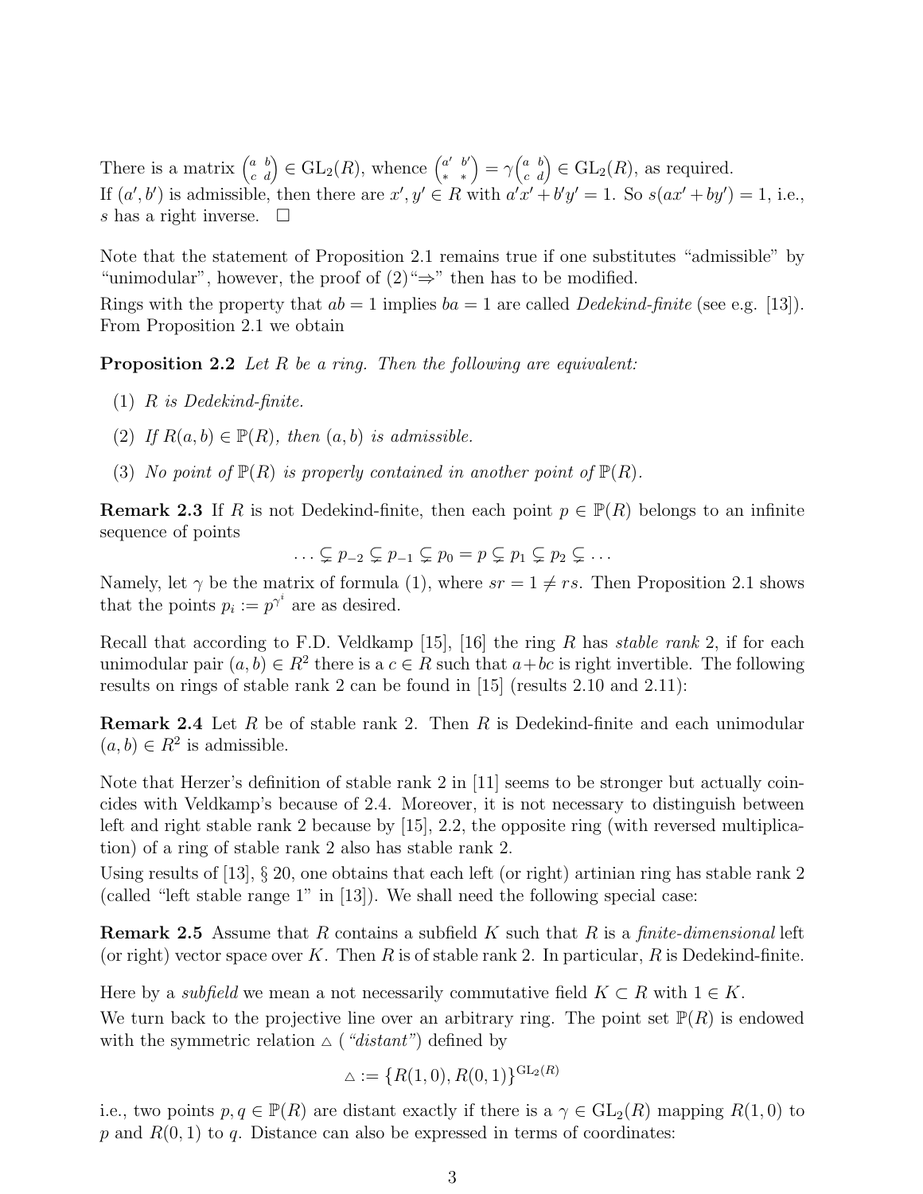There is a matrix $\begin{pmatrix} a & b \\ c & d \end{pmatrix} \in \mathrm{GL}_2(R)$, whence $\begin{pmatrix} a' & b' \\ * & * \end{pmatrix} = \gamma \begin{pmatrix} a & b \\ c & d \end{pmatrix} \in \mathrm{GL}_2(R)$, as required.
If $(a', b')$ is admissible, then there are $x', y' \in R$ with $a'x' + b'y' = 1$. So $s(ax' + by') = 1$, i.e., $s$ has a right inverse. $\square$

Note that the statement of Proposition 2.1 remains true if one substitutes "admissible" by "unimodular", however, the proof of (2)"⇒" then has to be modified.
Rings with the property that $ab = 1$ implies $ba = 1$ are called *Dedekind-finite* (see e.g. [13]). From Proposition 2.1 we obtain

**Proposition 2.2** *Let $R$ be a ring. Then the following are equivalent:*

1. *$R$ is Dedekind-finite.*
2. *If $R(a, b) \in \mathbb{P}(R)$, then $(a, b)$ is admissible.*
3. *No point of $\mathbb{P}(R)$ is properly contained in another point of $\mathbb{P}(R)$.*

**Remark 2.3** If $R$ is not Dedekind-finite, then each point $p \in \mathbb{P}(R)$ belongs to an infinite sequence of points

$$\ldots \subsetneq p_{-2} \subsetneq p_{-1} \subsetneq p_0 = p \subsetneq p_1 \subsetneq p_2 \subsetneq \ldots$$

Namely, let $\gamma$ be the matrix of formula (1), where $sr = 1 \neq rs$. Then Proposition 2.1 shows that the points $p_i := p^{\gamma^i}$ are as desired.

Recall that according to F.D. Veldkamp [15], [16] the ring $R$ has *stable rank* 2, if for each unimodular pair $(a, b) \in R^2$ there is a $c \in R$ such that $a + bc$ is right invertible. The following results on rings of stable rank 2 can be found in [15] (results 2.10 and 2.11):

**Remark 2.4** Let $R$ be of stable rank 2. Then $R$ is Dedekind-finite and each unimodular $(a, b) \in R^2$ is admissible.

Note that Herzer's definition of stable rank 2 in [11] seems to be stronger but actually coincides with Veldkamp's because of 2.4. Moreover, it is not necessary to distinguish between left and right stable rank 2 because by [15], 2.2, the opposite ring (with reversed multiplication) of a ring of stable rank 2 also has stable rank 2.
Using results of [13], § 20, one obtains that each left (or right) artinian ring has stable rank 2 (called "left stable range 1" in [13]). We shall need the following special case:

**Remark 2.5** Assume that $R$ contains a subfield $K$ such that $R$ is a *finite-dimensional* left (or right) vector space over $K$. Then $R$ is of stable rank 2. In particular, $R$ is Dedekind-finite.

Here by a *subfield* we mean a not necessarily commutative field $K \subset R$ with $1 \in K$.
We turn back to the projective line over an arbitrary ring. The point set $\mathbb{P}(R)$ is endowed with the symmetric relation $\vartriangle$ (*"distant"*) defined by

$$\vartriangle := \{R(1, 0), R(0, 1)\}^{\mathrm{GL}_2(R)}$$

i.e., two points $p, q \in \mathbb{P}(R)$ are distant exactly if there is a $\gamma \in \mathrm{GL}_2(R)$ mapping $R(1, 0)$ to $p$ and $R(0, 1)$ to $q$. Distance can also be expressed in terms of coordinates: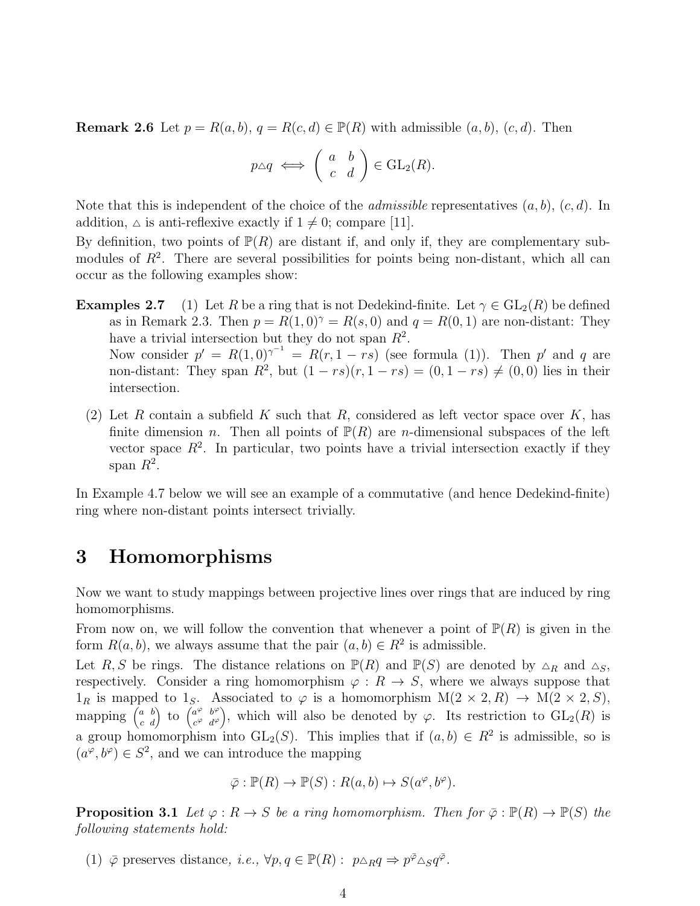**Remark 2.6** Let $p = R(a,b)$, $q = R(c,d) \in \mathbb{P}(R)$ with admissible $(a,b)$, $(c,d)$. Then

$$p \triangle q \iff \begin{pmatrix} a & b \\ c & d \end{pmatrix} \in \mathrm{GL}_2(R).$$

Note that this is independent of the choice of the *admissible* representatives $(a,b)$, $(c,d)$. In addition, $\triangle$ is anti-reflexive exactly if $1 \neq 0$; compare [11].

By definition, two points of $\mathbb{P}(R)$ are distant if, and only if, they are complementary submodules of $R^2$. There are several possibilities for points being non-distant, which all can occur as the following examples show:

**Examples 2.7** (1) Let $R$ be a ring that is not Dedekind-finite. Let $\gamma \in \mathrm{GL}_2(R)$ be defined as in Remark 2.3. Then $p = R(1,0)^\gamma = R(s,0)$ and $q = R(0,1)$ are non-distant: They have a trivial intersection but they do not span $R^2$.

Now consider $p' = R(1,0)^{\gamma^{-1}} = R(r, 1-rs)$ (see formula (1)). Then $p'$ and $q$ are non-distant: They span $R^2$, but $(1-rs)(r, 1-rs) = (0, 1-rs) \neq (0,0)$ lies in their intersection.

(2) Let $R$ contain a subfield $K$ such that $R$, considered as left vector space over $K$, has finite dimension $n$. Then all points of $\mathbb{P}(R)$ are $n$-dimensional subspaces of the left vector space $R^2$. In particular, two points have a trivial intersection exactly if they span $R^2$.

In Example 4.7 below we will see an example of a commutative (and hence Dedekind-finite) ring where non-distant points intersect trivially.

# 3 Homomorphisms

Now we want to study mappings between projective lines over rings that are induced by ring homomorphisms.

From now on, we will follow the convention that whenever a point of $\mathbb{P}(R)$ is given in the form $R(a,b)$, we always assume that the pair $(a,b) \in R^2$ is admissible.

Let $R, S$ be rings. The distance relations on $\mathbb{P}(R)$ and $\mathbb{P}(S)$ are denoted by $\triangle_R$ and $\triangle_S$, respectively. Consider a ring homomorphism $\varphi : R \to S$, where we always suppose that $1_R$ is mapped to $1_S$. Associated to $\varphi$ is a homomorphism $\mathrm{M}(2\times 2, R) \to \mathrm{M}(2 \times 2, S)$, mapping $\begin{pmatrix} a & b \\ c & d \end{pmatrix}$ to $\begin{pmatrix} a^\varphi & b^\varphi \\ c^\varphi & d^\varphi \end{pmatrix}$, which will also be denoted by $\varphi$. Its restriction to $\mathrm{GL}_2(R)$ is a group homomorphism into $\mathrm{GL}_2(S)$. This implies that if $(a,b) \in R^2$ is admissible, so is $(a^\varphi, b^\varphi) \in S^2$, and we can introduce the mapping

$$\bar{\varphi} : \mathbb{P}(R) \to \mathbb{P}(S) : R(a,b) \mapsto S(a^\varphi, b^\varphi).$$

**Proposition 3.1** *Let $\varphi : R \to S$ be a ring homomorphism. Then for $\bar{\varphi} : \mathbb{P}(R) \to \mathbb{P}(S)$ the following statements hold:*

(1) $\bar{\varphi}$ preserves distance, *i.e.*, $\forall p, q \in \mathbb{P}(R) : \; p \triangle_R q \Rightarrow p^{\bar{\varphi}} \triangle_S q^{\bar{\varphi}}$.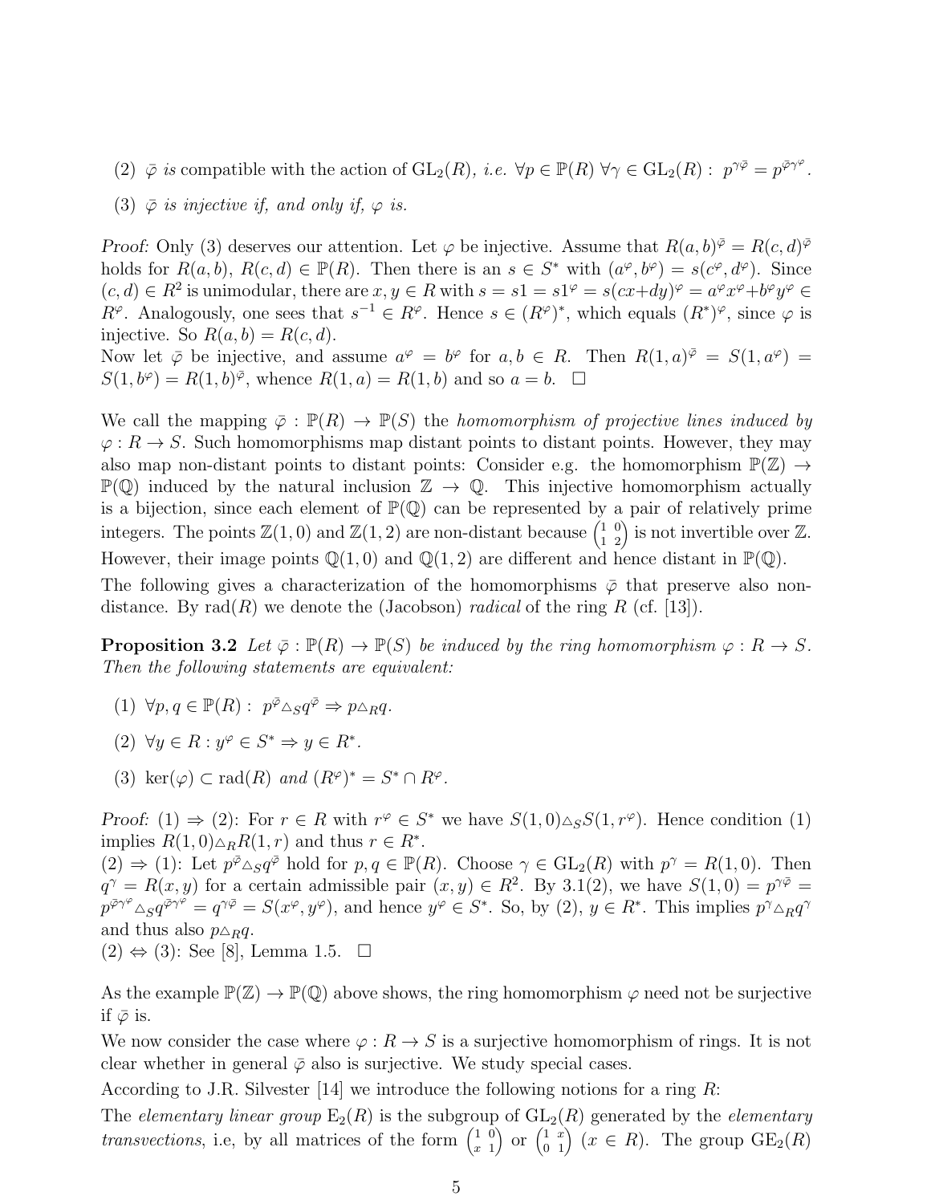(2) $\bar\varphi$ *is* compatible with the action of $\mathrm{GL}_2(R)$, *i.e.* $\forall p \in \mathbb{P}(R)\ \forall \gamma \in \mathrm{GL}_2(R):\ p^{\gamma\bar\varphi} = p^{\bar\varphi\gamma^\varphi}$.

(3) $\bar\varphi$ *is injective if, and only if,* $\varphi$ *is.*

*Proof:* Only (3) deserves our attention. Let $\varphi$ be injective. Assume that $R(a,b)^{\bar\varphi} = R(c,d)^{\bar\varphi}$ holds for $R(a,b)$, $R(c,d) \in \mathbb{P}(R)$. Then there is an $s \in S^*$ with $(a^\varphi, b^\varphi) = s(c^\varphi, d^\varphi)$. Since $(c,d) \in R^2$ is unimodular, there are $x, y \in R$ with $s = s1 = s1^\varphi = s(cx+dy)^\varphi = a^\varphi x^\varphi + b^\varphi y^\varphi \in R^\varphi$. Analogously, one sees that $s^{-1} \in R^\varphi$. Hence $s \in (R^\varphi)^*$, which equals $(R^*)^\varphi$, since $\varphi$ is injective. So $R(a,b) = R(c,d)$.
Now let $\bar\varphi$ be injective, and assume $a^\varphi = b^\varphi$ for $a, b \in R$. Then $R(1,a)^{\bar\varphi} = S(1,a^\varphi) = S(1,b^\varphi) = R(1,b)^{\bar\varphi}$, whence $R(1,a) = R(1,b)$ and so $a = b$. $\square$

We call the mapping $\bar\varphi : \mathbb{P}(R) \to \mathbb{P}(S)$ the *homomorphism of projective lines induced by* $\varphi : R \to S$. Such homomorphisms map distant points to distant points. However, they may also map non-distant points to distant points: Consider e.g. the homomorphism $\mathbb{P}(\mathbb{Z}) \to \mathbb{P}(\mathbb{Q})$ induced by the natural inclusion $\mathbb{Z} \to \mathbb{Q}$. This injective homomorphism actually is a bijection, since each element of $\mathbb{P}(\mathbb{Q})$ can be represented by a pair of relatively prime integers. The points $\mathbb{Z}(1,0)$ and $\mathbb{Z}(1,2)$ are non-distant because $\left(\begin{smallmatrix}1 & 0\\ 1 & 2\end{smallmatrix}\right)$ is not invertible over $\mathbb{Z}$. However, their image points $\mathbb{Q}(1,0)$ and $\mathbb{Q}(1,2)$ are different and hence distant in $\mathbb{P}(\mathbb{Q})$.

The following gives a characterization of the homomorphisms $\bar\varphi$ that preserve also non-distance. By $\mathrm{rad}(R)$ we denote the (Jacobson) *radical* of the ring $R$ (cf. [13]).

**Proposition 3.2** *Let $\bar\varphi : \mathbb{P}(R) \to \mathbb{P}(S)$ be induced by the ring homomorphism $\varphi : R \to S$. Then the following statements are equivalent:*

(1) $\forall p, q \in \mathbb{P}(R):\ p^{\bar\varphi} \triangle_S q^{\bar\varphi} \Rightarrow p \triangle_R q$.

(2) $\forall y \in R : y^\varphi \in S^* \Rightarrow y \in R^*$.

(3) $\ker(\varphi) \subset \mathrm{rad}(R)$ *and* $(R^\varphi)^* = S^* \cap R^\varphi$.

*Proof:* (1) $\Rightarrow$ (2): For $r \in R$ with $r^\varphi \in S^*$ we have $S(1,0) \triangle_S S(1, r^\varphi)$. Hence condition (1) implies $R(1,0) \triangle_R R(1,r)$ and thus $r \in R^*$.
(2) $\Rightarrow$ (1): Let $p^{\bar\varphi} \triangle_S q^{\bar\varphi}$ hold for $p, q \in \mathbb{P}(R)$. Choose $\gamma \in \mathrm{GL}_2(R)$ with $p^\gamma = R(1,0)$. Then $q^\gamma = R(x,y)$ for a certain admissible pair $(x,y) \in R^2$. By 3.1(2), we have $S(1,0) = p^{\gamma\bar\varphi} = p^{\bar\varphi\gamma^\varphi} \triangle_S q^{\bar\varphi\gamma^\varphi} = q^{\gamma\bar\varphi} = S(x^\varphi, y^\varphi)$, and hence $y^\varphi \in S^*$. So, by (2), $y \in R^*$. This implies $p^\gamma \triangle_R q^\gamma$ and thus also $p \triangle_R q$.
(2) $\Leftrightarrow$ (3): See [8], Lemma 1.5. $\square$

As the example $\mathbb{P}(\mathbb{Z}) \to \mathbb{P}(\mathbb{Q})$ above shows, the ring homomorphism $\varphi$ need not be surjective if $\bar\varphi$ is.

We now consider the case where $\varphi : R \to S$ is a surjective homomorphism of rings. It is not clear whether in general $\bar\varphi$ also is surjective. We study special cases.

According to J.R. Silvester [14] we introduce the following notions for a ring $R$:

The *elementary linear group* $\mathrm{E}_2(R)$ is the subgroup of $\mathrm{GL}_2(R)$ generated by the *elementary transvections*, i.e, by all matrices of the form $\left(\begin{smallmatrix}1 & 0\\ x & 1\end{smallmatrix}\right)$ or $\left(\begin{smallmatrix}1 & x\\ 0 & 1\end{smallmatrix}\right)$ $(x \in R)$. The group $\mathrm{GE}_2(R)$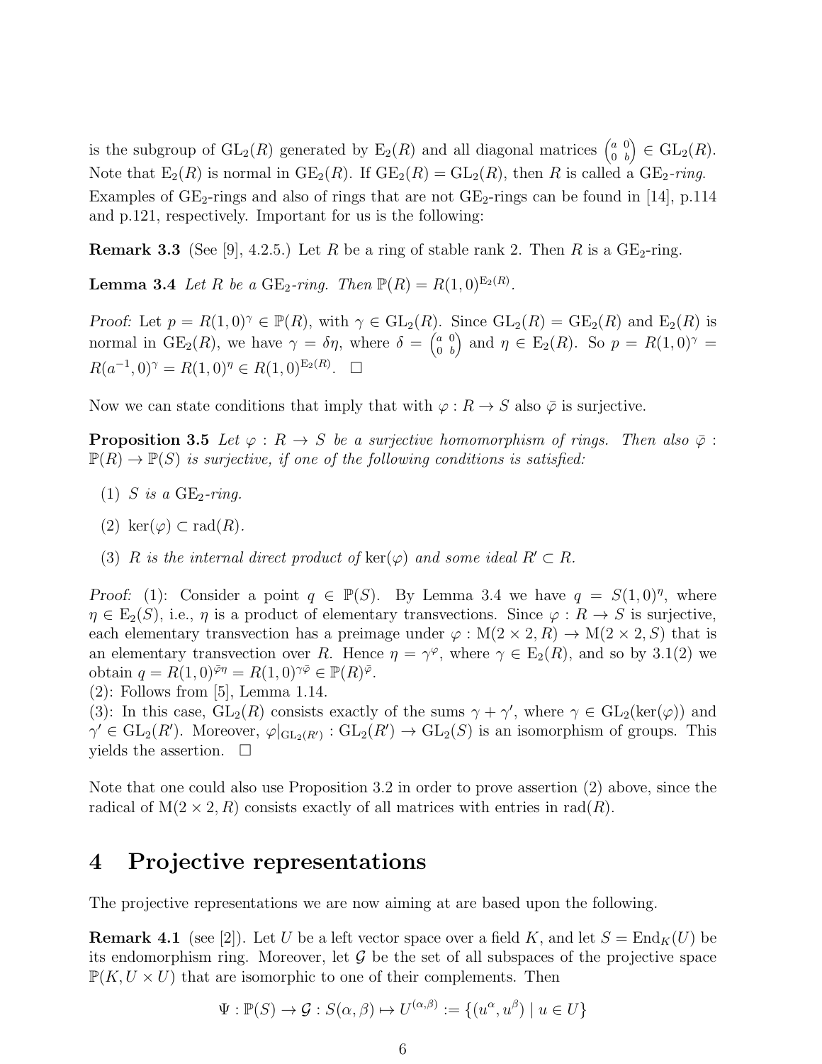is the subgroup of $\mathrm{GL}_2(R)$ generated by $\mathrm{E}_2(R)$ and all diagonal matrices $\begin{pmatrix} a & 0 \\ 0 & b \end{pmatrix} \in \mathrm{GL}_2(R)$. Note that $\mathrm{E}_2(R)$ is normal in $\mathrm{GE}_2(R)$. If $\mathrm{GE}_2(R) = \mathrm{GL}_2(R)$, then $R$ is called a $\mathrm{GE}_2$*-ring*. Examples of $\mathrm{GE}_2$-rings and also of rings that are not $\mathrm{GE}_2$-rings can be found in [14], p.114 and p.121, respectively. Important for us is the following:

**Remark 3.3** (See [9], 4.2.5.) Let $R$ be a ring of stable rank 2. Then $R$ is a $\mathrm{GE}_2$-ring.

**Lemma 3.4** *Let $R$ be a $\mathrm{GE}_2$-ring. Then $\mathbb{P}(R) = R(1,0)^{\mathrm{E}_2(R)}$.*

*Proof:* Let $p = R(1,0)^\gamma \in \mathbb{P}(R)$, with $\gamma \in \mathrm{GL}_2(R)$. Since $\mathrm{GL}_2(R) = \mathrm{GE}_2(R)$ and $\mathrm{E}_2(R)$ is normal in $\mathrm{GE}_2(R)$, we have $\gamma = \delta\eta$, where $\delta = \begin{pmatrix} a & 0 \\ 0 & b \end{pmatrix}$ and $\eta \in \mathrm{E}_2(R)$. So $p = R(1,0)^\gamma = R(a^{-1},0)^\gamma = R(1,0)^\eta \in R(1,0)^{\mathrm{E}_2(R)}$. $\square$

Now we can state conditions that imply that with $\varphi : R \to S$ also $\bar\varphi$ is surjective.

**Proposition 3.5** *Let $\varphi : R \to S$ be a surjective homomorphism of rings. Then also $\bar\varphi : \mathbb{P}(R) \to \mathbb{P}(S)$ is surjective, if one of the following conditions is satisfied:*

(1) *$S$ is a $\mathrm{GE}_2$-ring.*

(2) *$\ker(\varphi) \subset \mathrm{rad}(R)$.*

(3) *$R$ is the internal direct product of $\ker(\varphi)$ and some ideal $R' \subset R$.*

*Proof:* (1): Consider a point $q \in \mathbb{P}(S)$. By Lemma 3.4 we have $q = S(1,0)^\eta$, where $\eta \in \mathrm{E}_2(S)$, i.e., $\eta$ is a product of elementary transvections. Since $\varphi : R \to S$ is surjective, each elementary transvection has a preimage under $\varphi : \mathrm{M}(2 \times 2, R) \to \mathrm{M}(2 \times 2, S)$ that is an elementary transvection over $R$. Hence $\eta = \gamma^\varphi$, where $\gamma \in \mathrm{E}_2(R)$, and so by 3.1(2) we obtain $q = R(1,0)^{\bar\varphi\eta} = R(1,0)^{\gamma\bar\varphi} \in \mathbb{P}(R)^{\bar\varphi}$.
(2): Follows from [5], Lemma 1.14.
(3): In this case, $\mathrm{GL}_2(R)$ consists exactly of the sums $\gamma + \gamma'$, where $\gamma \in \mathrm{GL}_2(\ker(\varphi))$ and $\gamma' \in \mathrm{GL}_2(R')$. Moreover, $\varphi|_{\mathrm{GL}_2(R')} : \mathrm{GL}_2(R') \to \mathrm{GL}_2(S)$ is an isomorphism of groups. This yields the assertion. $\square$

Note that one could also use Proposition 3.2 in order to prove assertion (2) above, since the radical of $\mathrm{M}(2 \times 2, R)$ consists exactly of all matrices with entries in $\mathrm{rad}(R)$.

# 4 Projective representations

The projective representations we are now aiming at are based upon the following.

**Remark 4.1** (see [2]). Let $U$ be a left vector space over a field $K$, and let $S = \mathrm{End}_K(U)$ be its endomorphism ring. Moreover, let $\mathcal{G}$ be the set of all subspaces of the projective space $\mathbb{P}(K, U \times U)$ that are isomorphic to one of their complements. Then

$$\Psi : \mathbb{P}(S) \to \mathcal{G} : S(\alpha, \beta) \mapsto U^{(\alpha,\beta)} := \{(u^\alpha, u^\beta) \mid u \in U\}$$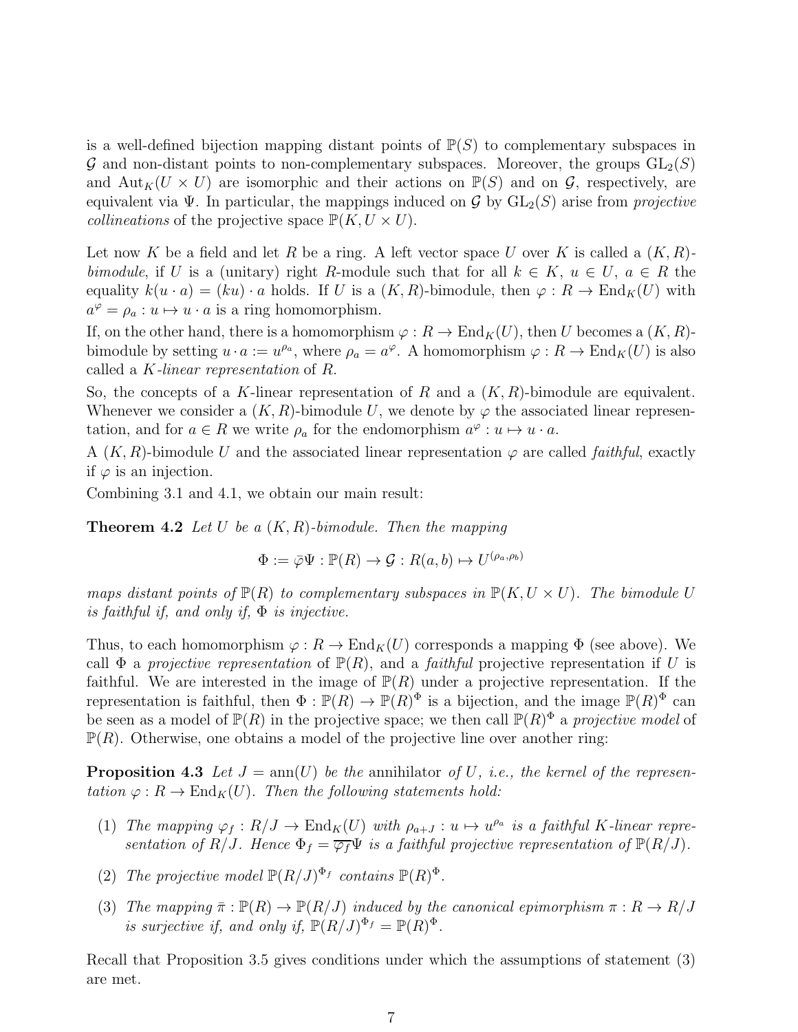is a well-defined bijection mapping distant points of $\mathbb{P}(S)$ to complementary subspaces in $\mathcal{G}$ and non-distant points to non-complementary subspaces. Moreover, the groups $\mathrm{GL}_2(S)$ and $\mathrm{Aut}_K(U \times U)$ are isomorphic and their actions on $\mathbb{P}(S)$ and on $\mathcal{G}$, respectively, are equivalent via $\Psi$. In particular, the mappings induced on $\mathcal{G}$ by $\mathrm{GL}_2(S)$ arise from *projective collineations* of the projective space $\mathbb{P}(K, U \times U)$.

Let now $K$ be a field and let $R$ be a ring. A left vector space $U$ over $K$ is called a $(K, R)$-*bimodule*, if $U$ is a (unitary) right $R$-module such that for all $k \in K$, $u \in U$, $a \in R$ the equality $k(u \cdot a) = (ku) \cdot a$ holds. If $U$ is a $(K, R)$-bimodule, then $\varphi : R \to \mathrm{End}_K(U)$ with $a^\varphi = \rho_a : u \mapsto u \cdot a$ is a ring homomorphism.

If, on the other hand, there is a homomorphism $\varphi : R \to \mathrm{End}_K(U)$, then $U$ becomes a $(K, R)$-bimodule by setting $u \cdot a := u^{\rho_a}$, where $\rho_a = a^\varphi$. A homomorphism $\varphi : R \to \mathrm{End}_K(U)$ is also called a $K$-*linear representation* of $R$.

So, the concepts of a $K$-linear representation of $R$ and a $(K, R)$-bimodule are equivalent. Whenever we consider a $(K, R)$-bimodule $U$, we denote by $\varphi$ the associated linear representation, and for $a \in R$ we write $\rho_a$ for the endomorphism $a^\varphi : u \mapsto u \cdot a$.

A $(K, R)$-bimodule $U$ and the associated linear representation $\varphi$ are called *faithful*, exactly if $\varphi$ is an injection.

Combining 3.1 and 4.1, we obtain our main result:

**Theorem 4.2** *Let $U$ be a $(K, R)$-bimodule. Then the mapping*

$$\Phi := \bar{\varphi}\Psi : \mathbb{P}(R) \to \mathcal{G} : R(a, b) \mapsto U^{(\rho_a, \rho_b)}$$

*maps distant points of $\mathbb{P}(R)$ to complementary subspaces in $\mathbb{P}(K, U \times U)$. The bimodule $U$ is faithful if, and only if, $\Phi$ is injective.*

Thus, to each homomorphism $\varphi : R \to \mathrm{End}_K(U)$ corresponds a mapping $\Phi$ (see above). We call $\Phi$ a *projective representation* of $\mathbb{P}(R)$, and a *faithful* projective representation if $U$ is faithful. We are interested in the image of $\mathbb{P}(R)$ under a projective representation. If the representation is faithful, then $\Phi : \mathbb{P}(R) \to \mathbb{P}(R)^\Phi$ is a bijection, and the image $\mathbb{P}(R)^\Phi$ can be seen as a model of $\mathbb{P}(R)$ in the projective space; we then call $\mathbb{P}(R)^\Phi$ a *projective model* of $\mathbb{P}(R)$. Otherwise, one obtains a model of the projective line over another ring:

**Proposition 4.3** *Let $J = \mathrm{ann}(U)$ be the* annihilator *of $U$, i.e., the kernel of the representation $\varphi : R \to \mathrm{End}_K(U)$. Then the following statements hold:*

1. *The mapping $\varphi_f : R/J \to \mathrm{End}_K(U)$ with $\rho_{a+J} : u \mapsto u^{\rho_a}$ is a faithful $K$-linear representation of $R/J$. Hence $\Phi_f = \overline{\varphi_f}\Psi$ is a faithful projective representation of $\mathbb{P}(R/J)$.*
2. *The projective model $\mathbb{P}(R/J)^{\Phi_f}$ contains $\mathbb{P}(R)^\Phi$.*
3. *The mapping $\bar{\pi} : \mathbb{P}(R) \to \mathbb{P}(R/J)$ induced by the canonical epimorphism $\pi : R \to R/J$ is surjective if, and only if, $\mathbb{P}(R/J)^{\Phi_f} = \mathbb{P}(R)^\Phi$.*

Recall that Proposition 3.5 gives conditions under which the assumptions of statement (3) are met.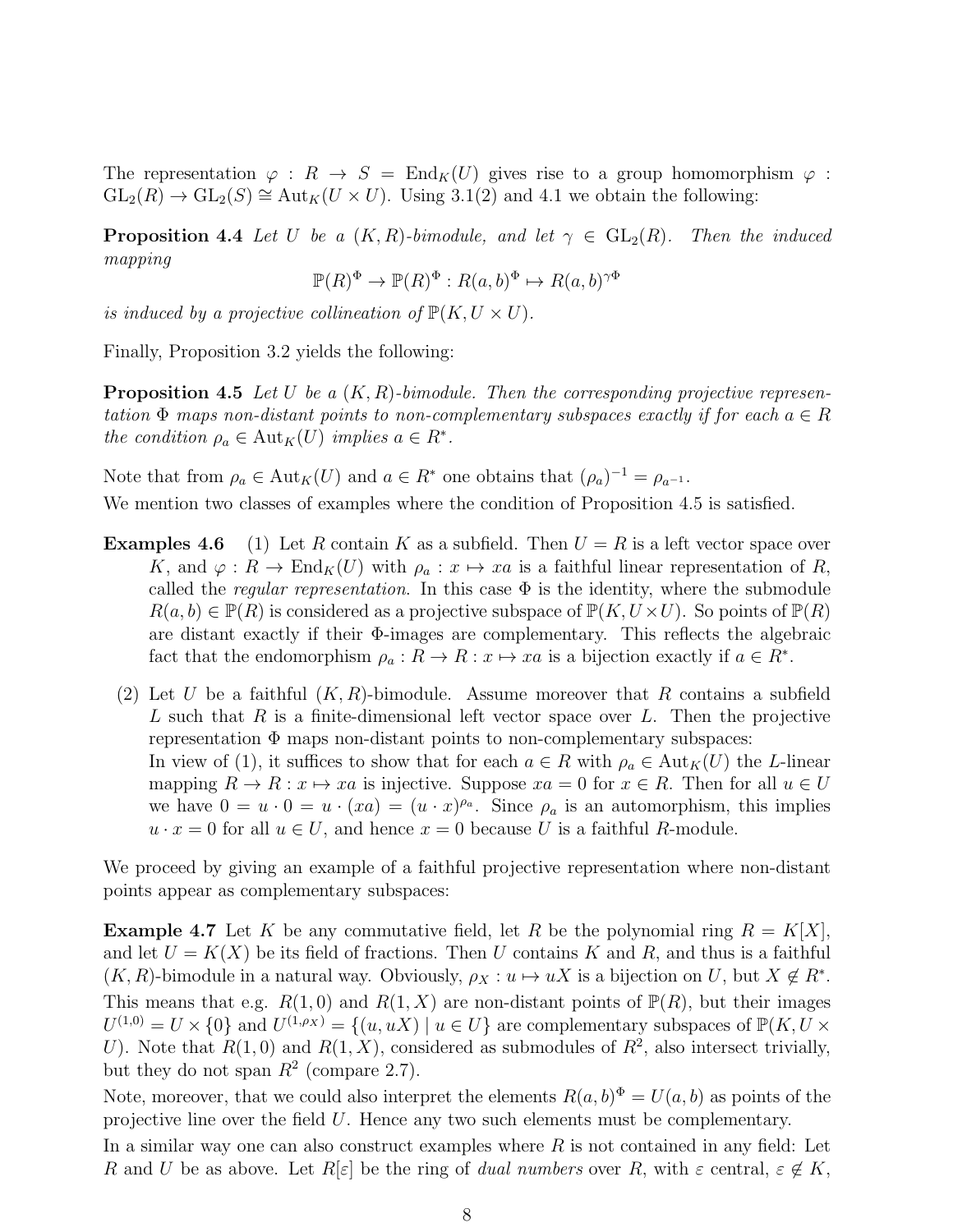The representation $\varphi : R \to S = \mathrm{End}_K(U)$ gives rise to a group homomorphism $\varphi : \mathrm{GL}_2(R) \to \mathrm{GL}_2(S) \cong \mathrm{Aut}_K(U \times U)$. Using 3.1(2) and 4.1 we obtain the following:

**Proposition 4.4** *Let $U$ be a $(K, R)$-bimodule, and let $\gamma \in \mathrm{GL}_2(R)$. Then the induced mapping*

$$\mathbb{P}(R)^\Phi \to \mathbb{P}(R)^\Phi : R(a,b)^\Phi \mapsto R(a,b)^{\gamma\Phi}$$

*is induced by a projective collineation of $\mathbb{P}(K, U \times U)$.*

Finally, Proposition 3.2 yields the following:

**Proposition 4.5** *Let $U$ be a $(K, R)$-bimodule. Then the corresponding projective representation $\Phi$ maps non-distant points to non-complementary subspaces exactly if for each $a \in R$ the condition $\rho_a \in \mathrm{Aut}_K(U)$ implies $a \in R^*$.*

Note that from $\rho_a \in \mathrm{Aut}_K(U)$ and $a \in R^*$ one obtains that $(\rho_a)^{-1} = \rho_{a^{-1}}$.

We mention two classes of examples where the condition of Proposition 4.5 is satisfied.

**Examples 4.6** (1) Let $R$ contain $K$ as a subfield. Then $U = R$ is a left vector space over $K$, and $\varphi : R \to \mathrm{End}_K(U)$ with $\rho_a : x \mapsto xa$ is a faithful linear representation of $R$, called the *regular representation*. In this case $\Phi$ is the identity, where the submodule $R(a,b) \in \mathbb{P}(R)$ is considered as a projective subspace of $\mathbb{P}(K, U \times U)$. So points of $\mathbb{P}(R)$ are distant exactly if their $\Phi$-images are complementary. This reflects the algebraic fact that the endomorphism $\rho_a : R \to R : x \mapsto xa$ is a bijection exactly if $a \in R^*$.

(2) Let $U$ be a faithful $(K, R)$-bimodule. Assume moreover that $R$ contains a subfield $L$ such that $R$ is a finite-dimensional left vector space over $L$. Then the projective representation $\Phi$ maps non-distant points to non-complementary subspaces:
In view of (1), it suffices to show that for each $a \in R$ with $\rho_a \in \mathrm{Aut}_K(U)$ the $L$-linear mapping $R \to R : x \mapsto xa$ is injective. Suppose $xa = 0$ for $x \in R$. Then for all $u \in U$ we have $0 = u \cdot 0 = u \cdot (xa) = (u \cdot x)^{\rho_a}$. Since $\rho_a$ is an automorphism, this implies $u \cdot x = 0$ for all $u \in U$, and hence $x = 0$ because $U$ is a faithful $R$-module.

We proceed by giving an example of a faithful projective representation where non-distant points appear as complementary subspaces:

**Example 4.7** Let $K$ be any commutative field, let $R$ be the polynomial ring $R = K[X]$, and let $U = K(X)$ be its field of fractions. Then $U$ contains $K$ and $R$, and thus is a faithful $(K, R)$-bimodule in a natural way. Obviously, $\rho_X : u \mapsto uX$ is a bijection on $U$, but $X \notin R^*$. This means that e.g. $R(1, 0)$ and $R(1, X)$ are non-distant points of $\mathbb{P}(R)$, but their images $U^{(1,0)} = U \times \{0\}$ and $U^{(1,\rho_X)} = \{(u, uX) \mid u \in U\}$ are complementary subspaces of $\mathbb{P}(K, U \times U)$. Note that $R(1, 0)$ and $R(1, X)$, considered as submodules of $R^2$, also intersect trivially, but they do not span $R^2$ (compare 2.7).

Note, moreover, that we could also interpret the elements $R(a, b)^\Phi = U(a, b)$ as points of the projective line over the field $U$. Hence any two such elements must be complementary.

In a similar way one can also construct examples where $R$ is not contained in any field: Let $R$ and $U$ be as above. Let $R[\varepsilon]$ be the ring of *dual numbers* over $R$, with $\varepsilon$ central, $\varepsilon \notin K$,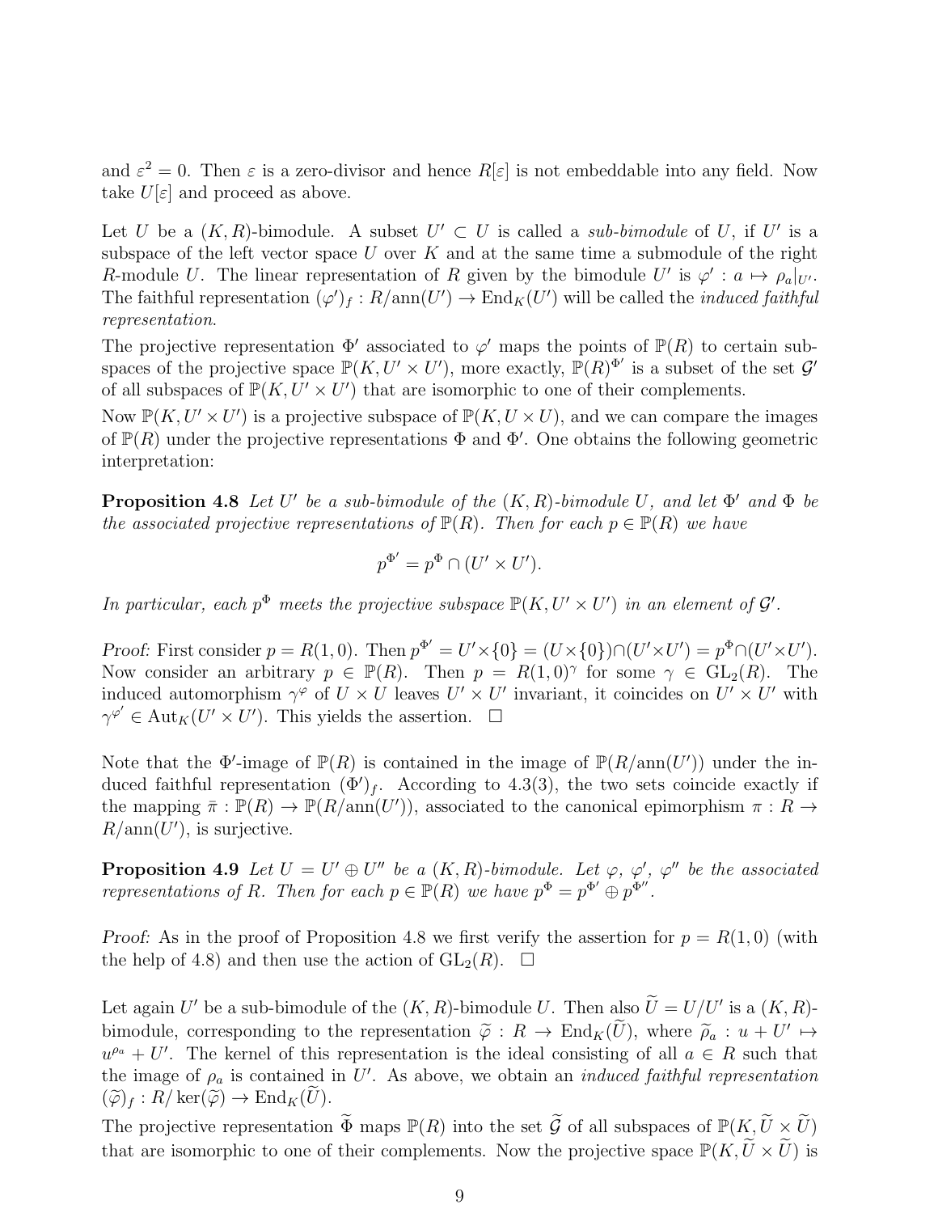and $\varepsilon^2 = 0$. Then $\varepsilon$ is a zero-divisor and hence $R[\varepsilon]$ is not embeddable into any field. Now take $U[\varepsilon]$ and proceed as above.

Let $U$ be a $(K,R)$-bimodule. A subset $U' \subset U$ is called a *sub-bimodule* of $U$, if $U'$ is a subspace of the left vector space $U$ over $K$ and at the same time a submodule of the right $R$-module $U$. The linear representation of $R$ given by the bimodule $U'$ is $\varphi' : a \mapsto \rho_a|_{U'}$. The faithful representation $(\varphi')_f : R/\mathrm{ann}(U') \to \mathrm{End}_K(U')$ will be called the *induced faithful representation*.

The projective representation $\Phi'$ associated to $\varphi'$ maps the points of $\mathbb{P}(R)$ to certain subspaces of the projective space $\mathbb{P}(K, U' \times U')$, more exactly, $\mathbb{P}(R)^{\Phi'}$ is a subset of the set $\mathcal{G}'$ of all subspaces of $\mathbb{P}(K, U' \times U')$ that are isomorphic to one of their complements.

Now $\mathbb{P}(K, U' \times U')$ is a projective subspace of $\mathbb{P}(K, U \times U)$, and we can compare the images of $\mathbb{P}(R)$ under the projective representations $\Phi$ and $\Phi'$. One obtains the following geometric interpretation:

**Proposition 4.8** *Let $U'$ be a sub-bimodule of the $(K,R)$-bimodule $U$, and let $\Phi'$ and $\Phi$ be the associated projective representations of $\mathbb{P}(R)$. Then for each $p \in \mathbb{P}(R)$ we have*

$$p^{\Phi'} = p^{\Phi} \cap (U' \times U').$$

*In particular, each $p^{\Phi}$ meets the projective subspace $\mathbb{P}(K, U' \times U')$ in an element of $\mathcal{G}'$.*

*Proof:* First consider $p = R(1,0)$. Then $p^{\Phi'} = U' \times \{0\} = (U \times \{0\}) \cap (U' \times U') = p^{\Phi} \cap (U' \times U')$. Now consider an arbitrary $p \in \mathbb{P}(R)$. Then $p = R(1,0)^{\gamma}$ for some $\gamma \in \mathrm{GL}_2(R)$. The induced automorphism $\gamma^{\varphi}$ of $U \times U$ leaves $U' \times U'$ invariant, it coincides on $U' \times U'$ with $\gamma^{\varphi'} \in \mathrm{Aut}_K(U' \times U')$. This yields the assertion. $\square$

Note that the $\Phi'$-image of $\mathbb{P}(R)$ is contained in the image of $\mathbb{P}(R/\mathrm{ann}(U'))$ under the induced faithful representation $(\Phi')_f$. According to 4.3(3), the two sets coincide exactly if the mapping $\bar{\pi} : \mathbb{P}(R) \to \mathbb{P}(R/\mathrm{ann}(U'))$, associated to the canonical epimorphism $\pi : R \to R/\mathrm{ann}(U')$, is surjective.

**Proposition 4.9** *Let $U = U' \oplus U''$ be a $(K,R)$-bimodule. Let $\varphi$, $\varphi'$, $\varphi''$ be the associated representations of $R$. Then for each $p \in \mathbb{P}(R)$ we have $p^{\Phi} = p^{\Phi'} \oplus p^{\Phi''}$.*

*Proof:* As in the proof of Proposition 4.8 we first verify the assertion for $p = R(1,0)$ (with the help of 4.8) and then use the action of $\mathrm{GL}_2(R)$. $\square$

Let again $U'$ be a sub-bimodule of the $(K,R)$-bimodule $U$. Then also $\widetilde{U} = U/U'$ is a $(K,R)$-bimodule, corresponding to the representation $\widetilde{\varphi} : R \to \mathrm{End}_K(\widetilde{U})$, where $\widetilde{\rho}_a : u + U' \mapsto u^{\rho_a} + U'$. The kernel of this representation is the ideal consisting of all $a \in R$ such that the image of $\rho_a$ is contained in $U'$. As above, we obtain an *induced faithful representation* $(\widetilde{\varphi})_f : R/\ker(\widetilde{\varphi}) \to \mathrm{End}_K(\widetilde{U})$.

The projective representation $\widetilde{\Phi}$ maps $\mathbb{P}(R)$ into the set $\widetilde{\mathcal{G}}$ of all subspaces of $\mathbb{P}(K, \widetilde{U} \times \widetilde{U})$ that are isomorphic to one of their complements. Now the projective space $\mathbb{P}(K, \widetilde{U} \times \widetilde{U})$ is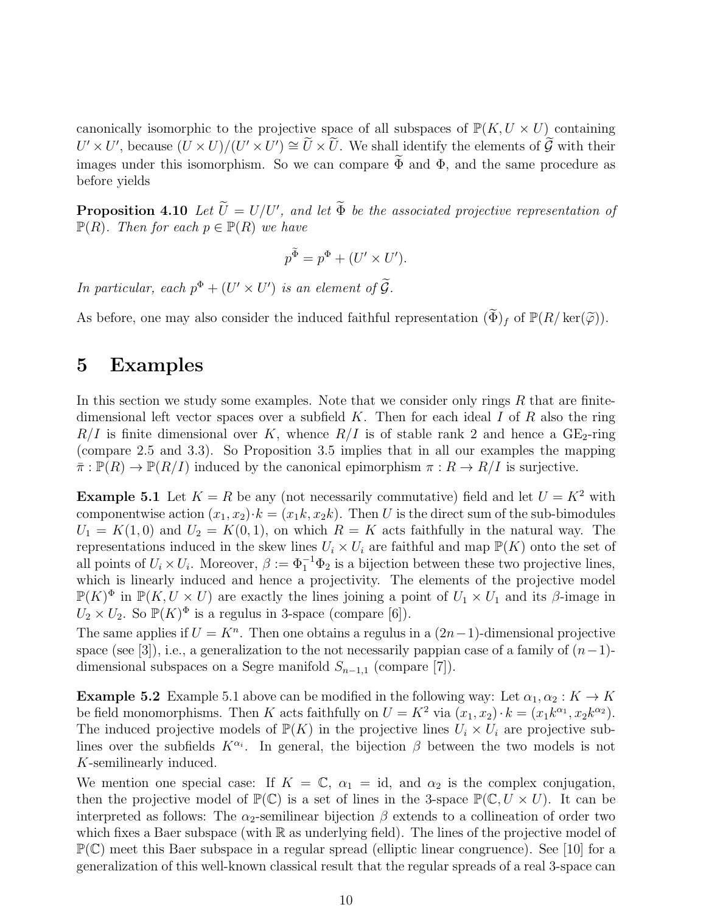canonically isomorphic to the projective space of all subspaces of $\mathbb{P}(K, U \times U)$ containing $U' \times U'$, because $(U \times U)/(U' \times U') \cong \widetilde{U} \times \widetilde{U}$. We shall identify the elements of $\widetilde{\mathcal{G}}$ with their images under this isomorphism. So we can compare $\widetilde{\Phi}$ and $\Phi$, and the same procedure as before yields

**Proposition 4.10** *Let $\widetilde{U} = U/U'$, and let $\widetilde{\Phi}$ be the associated projective representation of $\mathbb{P}(R)$. Then for each $p \in \mathbb{P}(R)$ we have*

$$p^{\widetilde{\Phi}} = p^{\Phi} + (U' \times U').$$

*In particular, each $p^{\Phi} + (U' \times U')$ is an element of $\widetilde{\mathcal{G}}$.*

As before, one may also consider the induced faithful representation $(\widetilde{\Phi})_f$ of $\mathbb{P}(R/\ker(\widetilde{\varphi}))$.

# 5 Examples

In this section we study some examples. Note that we consider only rings $R$ that are finite-dimensional left vector spaces over a subfield $K$. Then for each ideal $I$ of $R$ also the ring $R/I$ is finite dimensional over $K$, whence $R/I$ is of stable rank 2 and hence a $\mathrm{GE}_2$-ring (compare 2.5 and 3.3). So Proposition 3.5 implies that in all our examples the mapping $\bar{\pi} : \mathbb{P}(R) \to \mathbb{P}(R/I)$ induced by the canonical epimorphism $\pi : R \to R/I$ is surjective.

**Example 5.1** Let $K = R$ be any (not necessarily commutative) field and let $U = K^2$ with componentwise action $(x_1, x_2)\cdot k = (x_1 k, x_2 k)$. Then $U$ is the direct sum of the sub-bimodules $U_1 = K(1,0)$ and $U_2 = K(0,1)$, on which $R = K$ acts faithfully in the natural way. The representations induced in the skew lines $U_i \times U_i$ are faithful and map $\mathbb{P}(K)$ onto the set of all points of $U_i \times U_i$. Moreover, $\beta := \Phi_1^{-1}\Phi_2$ is a bijection between these two projective lines, which is linearly induced and hence a projectivity. The elements of the projective model $\mathbb{P}(K)^{\Phi}$ in $\mathbb{P}(K, U \times U)$ are exactly the lines joining a point of $U_1 \times U_1$ and its $\beta$-image in $U_2 \times U_2$. So $\mathbb{P}(K)^{\Phi}$ is a regulus in 3-space (compare [6]).
The same applies if $U = K^n$. Then one obtains a regulus in a $(2n-1)$-dimensional projective space (see [3]), i.e., a generalization to the not necessarily pappian case of a family of $(n-1)$-dimensional subspaces on a Segre manifold $S_{n-1,1}$ (compare [7]).

**Example 5.2** Example 5.1 above can be modified in the following way: Let $\alpha_1, \alpha_2 : K \to K$ be field monomorphisms. Then $K$ acts faithfully on $U = K^2$ via $(x_1, x_2)\cdot k = (x_1 k^{\alpha_1}, x_2 k^{\alpha_2})$. The induced projective models of $\mathbb{P}(K)$ in the projective lines $U_i \times U_i$ are projective sublines over the subfields $K^{\alpha_i}$. In general, the bijection $\beta$ between the two models is not $K$-semilinearly induced.
We mention one special case: If $K = \mathbb{C}$, $\alpha_1 = \mathrm{id}$, and $\alpha_2$ is the complex conjugation, then the projective model of $\mathbb{P}(\mathbb{C})$ is a set of lines in the 3-space $\mathbb{P}(\mathbb{C}, U \times U)$. It can be interpreted as follows: The $\alpha_2$-semilinear bijection $\beta$ extends to a collineation of order two which fixes a Baer subspace (with $\mathbb{R}$ as underlying field). The lines of the projective model of $\mathbb{P}(\mathbb{C})$ meet this Baer subspace in a regular spread (elliptic linear congruence). See [10] for a generalization of this well-known classical result that the regular spreads of a real 3-space can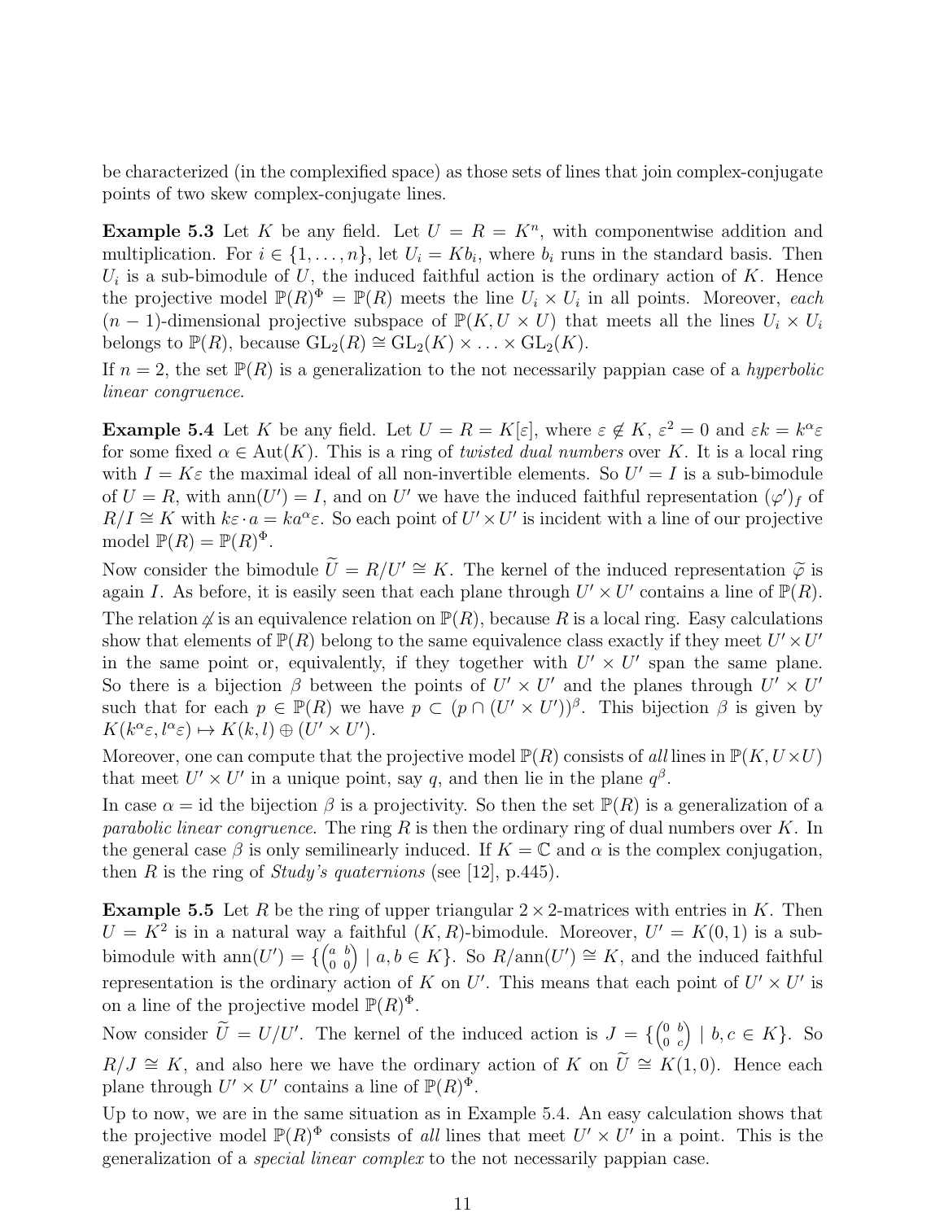be characterized (in the complexified space) as those sets of lines that join complex-conjugate points of two skew complex-conjugate lines.

**Example 5.3** Let $K$ be any field. Let $U = R = K^n$, with componentwise addition and multiplication. For $i \in \{1, \dots, n\}$, let $U_i = Kb_i$, where $b_i$ runs in the standard basis. Then $U_i$ is a sub-bimodule of $U$, the induced faithful action is the ordinary action of $K$. Hence the projective model $\mathbb{P}(R)^\Phi = \mathbb{P}(R)$ meets the line $U_i \times U_i$ in all points. Moreover, *each* $(n-1)$-dimensional projective subspace of $\mathbb{P}(K, U \times U)$ that meets all the lines $U_i \times U_i$ belongs to $\mathbb{P}(R)$, because $\mathrm{GL}_2(R) \cong \mathrm{GL}_2(K) \times \ldots \times \mathrm{GL}_2(K)$.

If $n = 2$, the set $\mathbb{P}(R)$ is a generalization to the not necessarily pappian case of a *hyperbolic linear congruence*.

**Example 5.4** Let $K$ be any field. Let $U = R = K[\varepsilon]$, where $\varepsilon \notin K$, $\varepsilon^2 = 0$ and $\varepsilon k = k^\alpha \varepsilon$ for some fixed $\alpha \in \mathrm{Aut}(K)$. This is a ring of *twisted dual numbers* over $K$. It is a local ring with $I = K\varepsilon$ the maximal ideal of all non-invertible elements. So $U' = I$ is a sub-bimodule of $U = R$, with $\mathrm{ann}(U') = I$, and on $U'$ we have the induced faithful representation $(\varphi')_f$ of $R/I \cong K$ with $k\varepsilon \cdot a = ka^\alpha \varepsilon$. So each point of $U' \times U'$ is incident with a line of our projective model $\mathbb{P}(R) = \mathbb{P}(R)^\Phi$.

Now consider the bimodule $\widetilde{U} = R/U' \cong K$. The kernel of the induced representation $\widetilde{\varphi}$ is again $I$. As before, it is easily seen that each plane through $U' \times U'$ contains a line of $\mathbb{P}(R)$.

The relation $\not\triangle$ is an equivalence relation on $\mathbb{P}(R)$, because $R$ is a local ring. Easy calculations show that elements of $\mathbb{P}(R)$ belong to the same equivalence class exactly if they meet $U' \times U'$ in the same point or, equivalently, if they together with $U' \times U'$ span the same plane. So there is a bijection $\beta$ between the points of $U' \times U'$ and the planes through $U' \times U'$ such that for each $p \in \mathbb{P}(R)$ we have $p \subset (p \cap (U' \times U'))^\beta$. This bijection $\beta$ is given by $K(k^\alpha \varepsilon, l^\alpha \varepsilon) \mapsto K(k, l) \oplus (U' \times U')$.

Moreover, one can compute that the projective model $\mathbb{P}(R)$ consists of *all* lines in $\mathbb{P}(K, U \times U)$ that meet $U' \times U'$ in a unique point, say $q$, and then lie in the plane $q^\beta$.

In case $\alpha = \mathrm{id}$ the bijection $\beta$ is a projectivity. So then the set $\mathbb{P}(R)$ is a generalization of a *parabolic linear congruence*. The ring $R$ is then the ordinary ring of dual numbers over $K$. In the general case $\beta$ is only semilinearly induced. If $K = \mathbb{C}$ and $\alpha$ is the complex conjugation, then $R$ is the ring of *Study's quaternions* (see [12], p.445).

**Example 5.5** Let $R$ be the ring of upper triangular $2 \times 2$-matrices with entries in $K$. Then $U = K^2$ is in a natural way a faithful $(K, R)$-bimodule. Moreover, $U' = K(0, 1)$ is a sub-bimodule with $\mathrm{ann}(U') = \{\begin{pmatrix} a & b \\ 0 & 0 \end{pmatrix} \mid a, b \in K\}$. So $R/\mathrm{ann}(U') \cong K$, and the induced faithful representation is the ordinary action of $K$ on $U'$. This means that each point of $U' \times U'$ is on a line of the projective model $\mathbb{P}(R)^\Phi$.

Now consider $\widetilde{U} = U/U'$. The kernel of the induced action is $J = \{\begin{pmatrix} 0 & b \\ 0 & c \end{pmatrix} \mid b, c \in K\}$. So $R/J \cong K$, and also here we have the ordinary action of $K$ on $\widetilde{U} \cong K(1, 0)$. Hence each plane through $U' \times U'$ contains a line of $\mathbb{P}(R)^\Phi$.

Up to now, we are in the same situation as in Example 5.4. An easy calculation shows that the projective model $\mathbb{P}(R)^\Phi$ consists of *all* lines that meet $U' \times U'$ in a point. This is the generalization of a *special linear complex* to the not necessarily pappian case.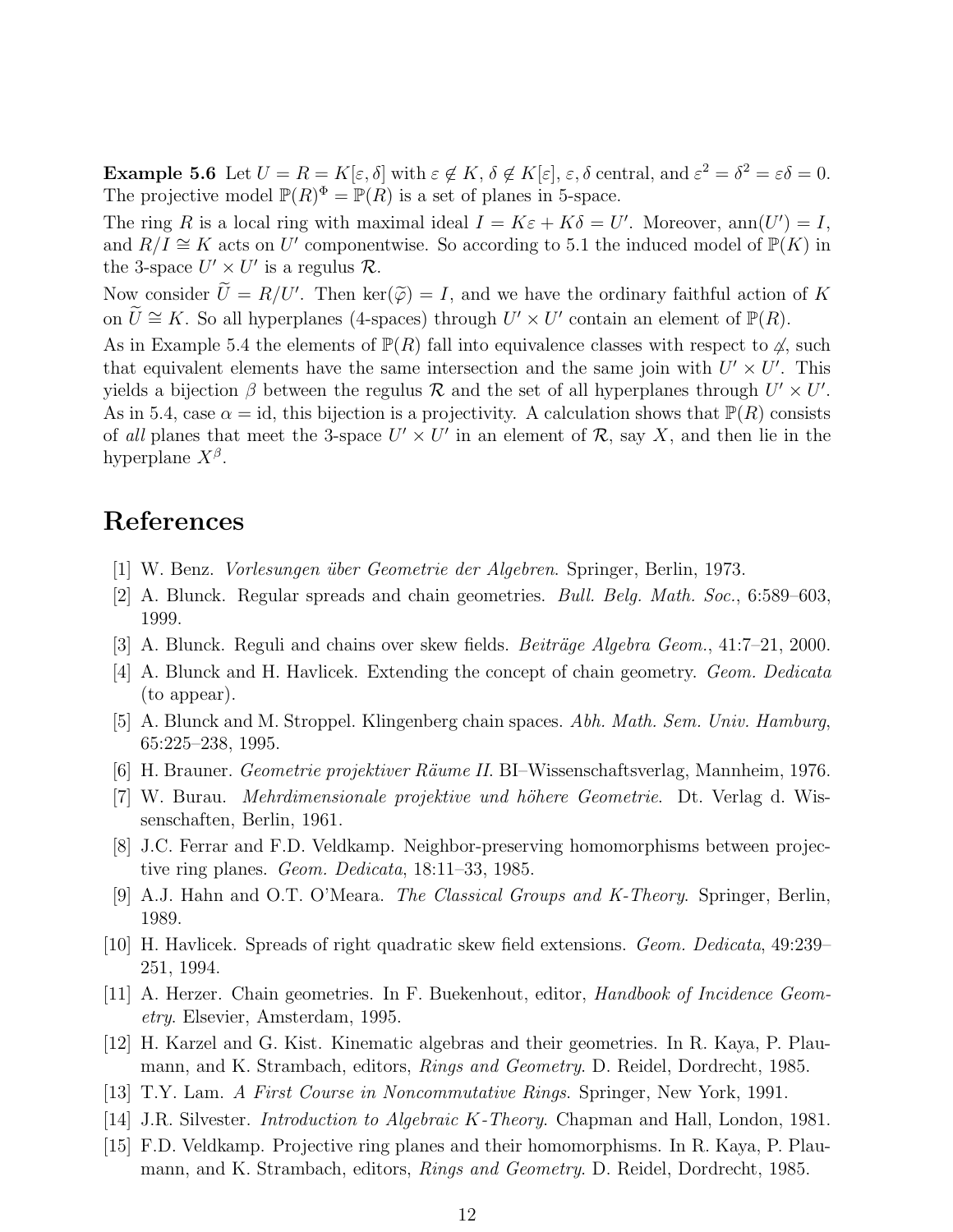**Example 5.6** Let $U = R = K[\varepsilon, \delta]$ with $\varepsilon \notin K$, $\delta \notin K[\varepsilon]$, $\varepsilon, \delta$ central, and $\varepsilon^2 = \delta^2 = \varepsilon\delta = 0$. The projective model $\mathbb{P}(R)^\Phi = \mathbb{P}(R)$ is a set of planes in 5-space.

The ring $R$ is a local ring with maximal ideal $I = K\varepsilon + K\delta = U'$. Moreover, $\operatorname{ann}(U') = I$, and $R/I \cong K$ acts on $U'$ componentwise. So according to 5.1 the induced model of $\mathbb{P}(K)$ in the 3-space $U' \times U'$ is a regulus $\mathcal{R}$.

Now consider $\widetilde{U} = R/U'$. Then $\ker(\widetilde{\varphi}) = I$, and we have the ordinary faithful action of $K$ on $\widetilde{U} \cong K$. So all hyperplanes (4-spaces) through $U' \times U'$ contain an element of $\mathbb{P}(R)$.

As in Example 5.4 the elements of $\mathbb{P}(R)$ fall into equivalence classes with respect to $\not\triangle$, such that equivalent elements have the same intersection and the same join with $U' \times U'$. This yields a bijection $\beta$ between the regulus $\mathcal{R}$ and the set of all hyperplanes through $U' \times U'$. As in 5.4, case $\alpha = \mathrm{id}$, this bijection is a projectivity. A calculation shows that $\mathbb{P}(R)$ consists of *all* planes that meet the 3-space $U' \times U'$ in an element of $\mathcal{R}$, say $X$, and then lie in the hyperplane $X^\beta$.

# References

[1] W. Benz. *Vorlesungen über Geometrie der Algebren*. Springer, Berlin, 1973.

[2] A. Blunck. Regular spreads and chain geometries. *Bull. Belg. Math. Soc.*, 6:589–603, 1999.

[3] A. Blunck. Reguli and chains over skew fields. *Beiträge Algebra Geom.*, 41:7–21, 2000.

[4] A. Blunck and H. Havlicek. Extending the concept of chain geometry. *Geom. Dedicata* (to appear).

[5] A. Blunck and M. Stroppel. Klingenberg chain spaces. *Abh. Math. Sem. Univ. Hamburg*, 65:225–238, 1995.

[6] H. Brauner. *Geometrie projektiver Räume II*. BI–Wissenschaftsverlag, Mannheim, 1976.

[7] W. Burau. *Mehrdimensionale projektive und höhere Geometrie*. Dt. Verlag d. Wissenschaften, Berlin, 1961.

[8] J.C. Ferrar and F.D. Veldkamp. Neighbor-preserving homomorphisms between projective ring planes. *Geom. Dedicata*, 18:11–33, 1985.

[9] A.J. Hahn and O.T. O'Meara. *The Classical Groups and K-Theory*. Springer, Berlin, 1989.

[10] H. Havlicek. Spreads of right quadratic skew field extensions. *Geom. Dedicata*, 49:239–251, 1994.

[11] A. Herzer. Chain geometries. In F. Buekenhout, editor, *Handbook of Incidence Geometry*. Elsevier, Amsterdam, 1995.

[12] H. Karzel and G. Kist. Kinematic algebras and their geometries. In R. Kaya, P. Plaumann, and K. Strambach, editors, *Rings and Geometry*. D. Reidel, Dordrecht, 1985.

[13] T.Y. Lam. *A First Course in Noncommutative Rings*. Springer, New York, 1991.

[14] J.R. Silvester. *Introduction to Algebraic K-Theory*. Chapman and Hall, London, 1981.

[15] F.D. Veldkamp. Projective ring planes and their homomorphisms. In R. Kaya, P. Plaumann, and K. Strambach, editors, *Rings and Geometry*. D. Reidel, Dordrecht, 1985.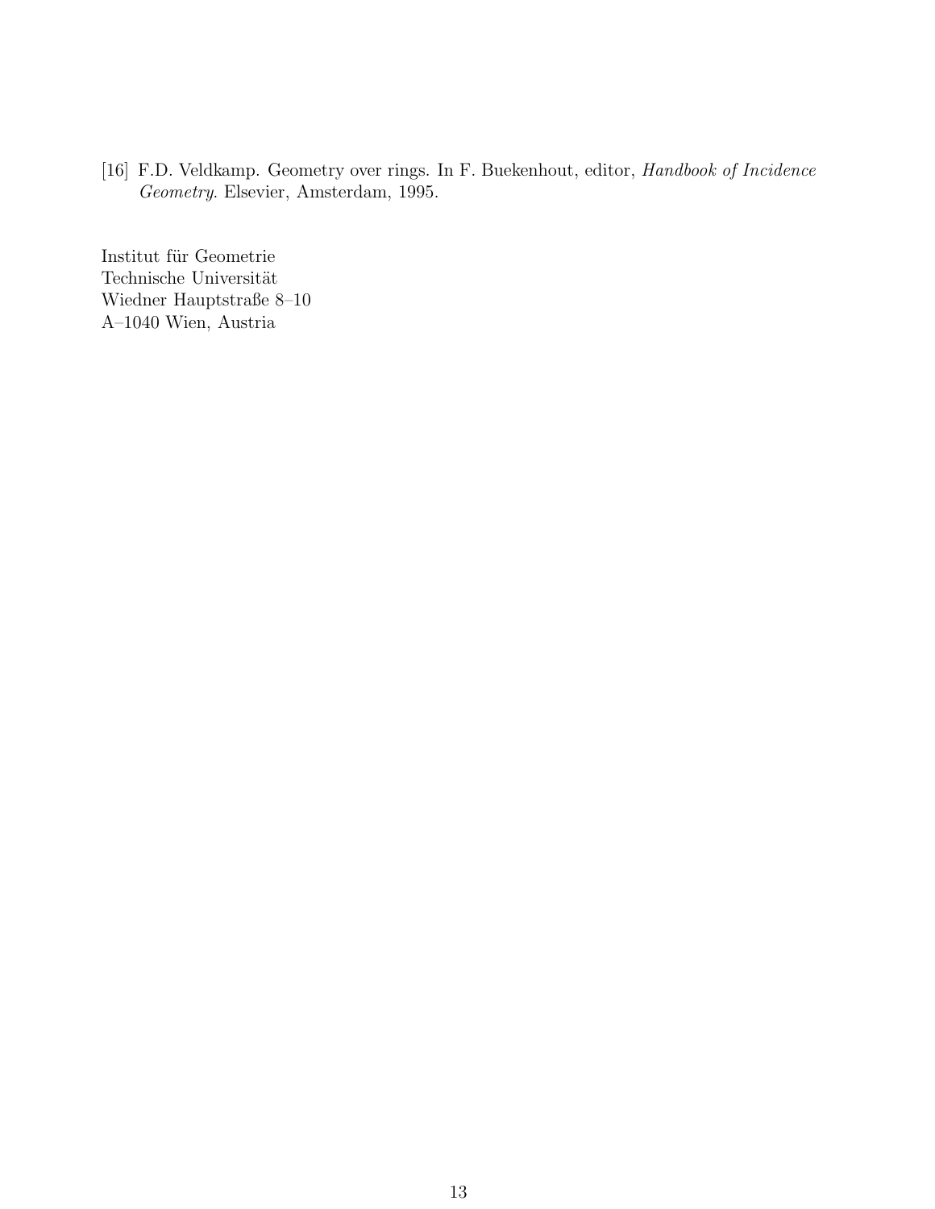[16] F.D. Veldkamp. Geometry over rings. In F. Buekenhout, editor, *Handbook of Incidence Geometry*. Elsevier, Amsterdam, 1995.

Institut für Geometrie
Technische Universität
Wiedner Hauptstraße 8–10
A–1040 Wien, Austria